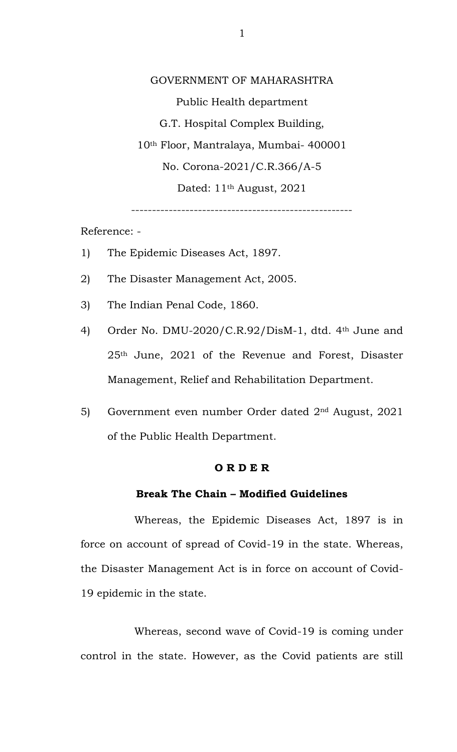GOVERNMENT OF MAHARASHTRA

Public Health department

G.T. Hospital Complex Building,

10th Floor, Mantralaya, Mumbai- 400001

No. Corona-2021/C.R.366/A-5

Dated: 11th August, 2021

---

Reference: -

1) The Epidemic Diseases Act, 1897.
2) The Disaster Management Act, 2005.
3) The Indian Penal Code, 1860.
4) Order No. DMU-2020/C.R.92/DisM-1, dtd. 4th June and 25th June, 2021 of the Revenue and Forest, Disaster Management, Relief and Rehabilitation Department.
5) Government even number Order dated 2nd August, 2021 of the Public Health Department.

**O R D E R**

**Break The Chain – Modified Guidelines**

Whereas, the Epidemic Diseases Act, 1897 is in force on account of spread of Covid-19 in the state. Whereas, the Disaster Management Act is in force on account of Covid-19 epidemic in the state.

Whereas, second wave of Covid-19 is coming under control in the state. However, as the Covid patients are still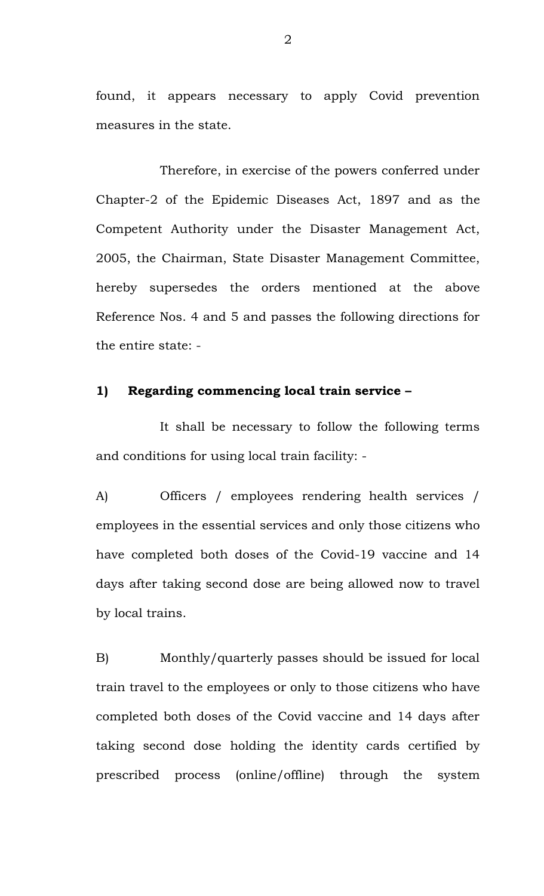found, it appears necessary to apply Covid prevention measures in the state.

Therefore, in exercise of the powers conferred under Chapter-2 of the Epidemic Diseases Act, 1897 and as the Competent Authority under the Disaster Management Act, 2005, the Chairman, State Disaster Management Committee, hereby supersedes the orders mentioned at the above Reference Nos. 4 and 5 and passes the following directions for the entire state: -

**1) Regarding commencing local train service –**

It shall be necessary to follow the following terms and conditions for using local train facility: -

A) Officers / employees rendering health services / employees in the essential services and only those citizens who have completed both doses of the Covid-19 vaccine and 14 days after taking second dose are being allowed now to travel by local trains.

B) Monthly/quarterly passes should be issued for local train travel to the employees or only to those citizens who have completed both doses of the Covid vaccine and 14 days after taking second dose holding the identity cards certified by prescribed process (online/offline) through the system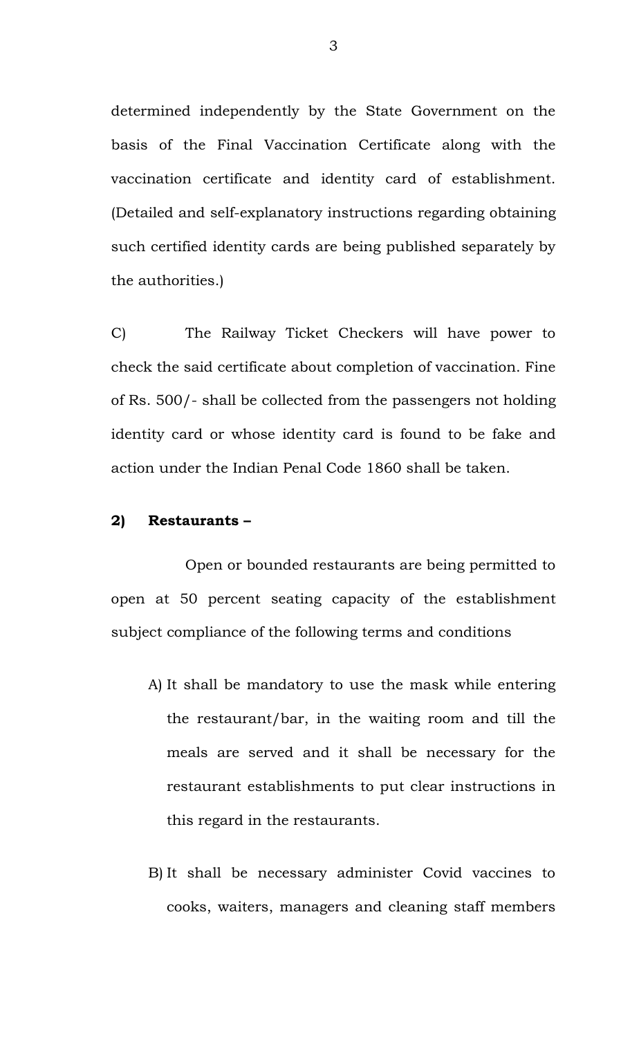determined independently by the State Government on the basis of the Final Vaccination Certificate along with the vaccination certificate and identity card of establishment. (Detailed and self-explanatory instructions regarding obtaining such certified identity cards are being published separately by the authorities.)

C) The Railway Ticket Checkers will have power to check the said certificate about completion of vaccination. Fine of Rs. 500/- shall be collected from the passengers not holding identity card or whose identity card is found to be fake and action under the Indian Penal Code 1860 shall be taken.

**2) Restaurants –**

Open or bounded restaurants are being permitted to open at 50 percent seating capacity of the establishment subject compliance of the following terms and conditions

A) It shall be mandatory to use the mask while entering the restaurant/bar, in the waiting room and till the meals are served and it shall be necessary for the restaurant establishments to put clear instructions in this regard in the restaurants.

B) It shall be necessary administer Covid vaccines to cooks, waiters, managers and cleaning staff members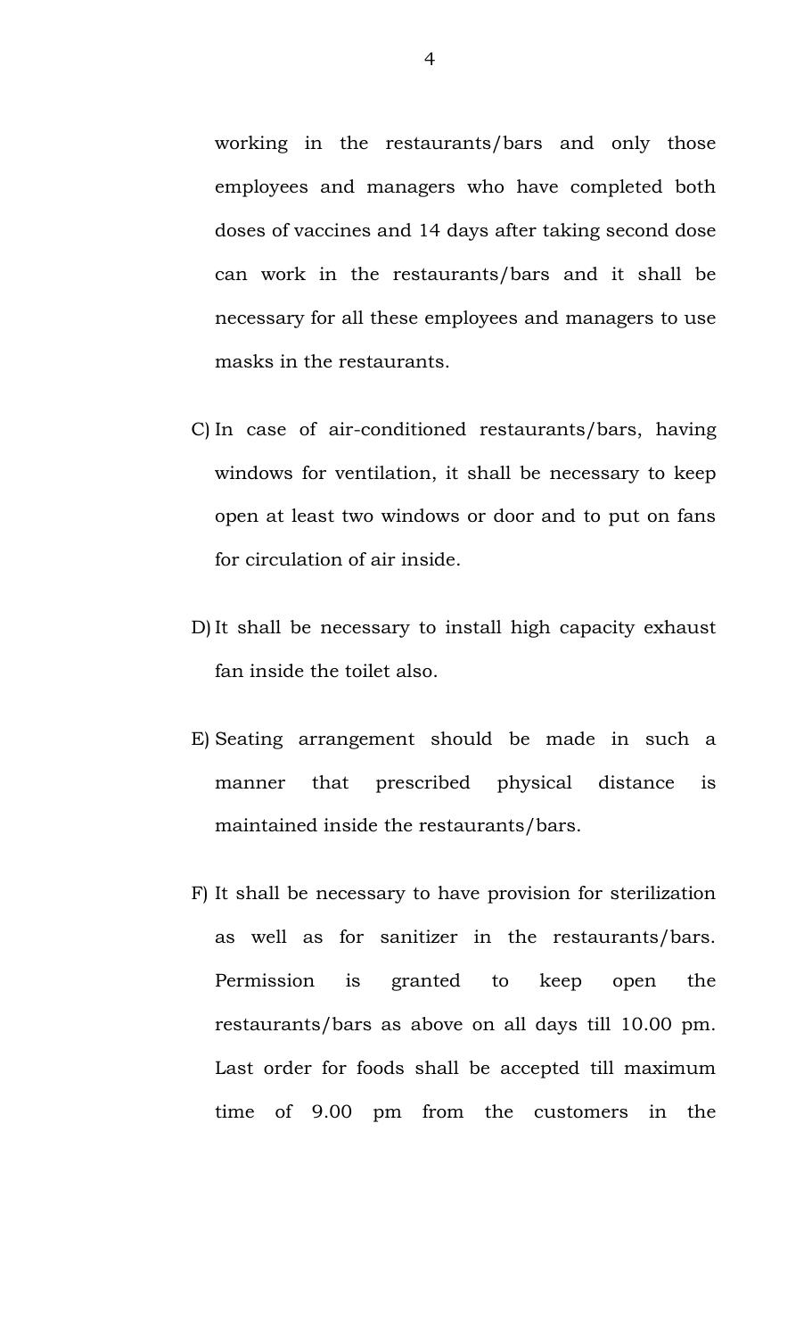working in the restaurants/bars and only those employees and managers who have completed both doses of vaccines and 14 days after taking second dose can work in the restaurants/bars and it shall be necessary for all these employees and managers to use masks in the restaurants.

C) In case of air-conditioned restaurants/bars, having windows for ventilation, it shall be necessary to keep open at least two windows or door and to put on fans for circulation of air inside.

D) It shall be necessary to install high capacity exhaust fan inside the toilet also.

E) Seating arrangement should be made in such a manner that prescribed physical distance is maintained inside the restaurants/bars.

F) It shall be necessary to have provision for sterilization as well as for sanitizer in the restaurants/bars. Permission is granted to keep open the restaurants/bars as above on all days till 10.00 pm. Last order for foods shall be accepted till maximum time of 9.00 pm from the customers in the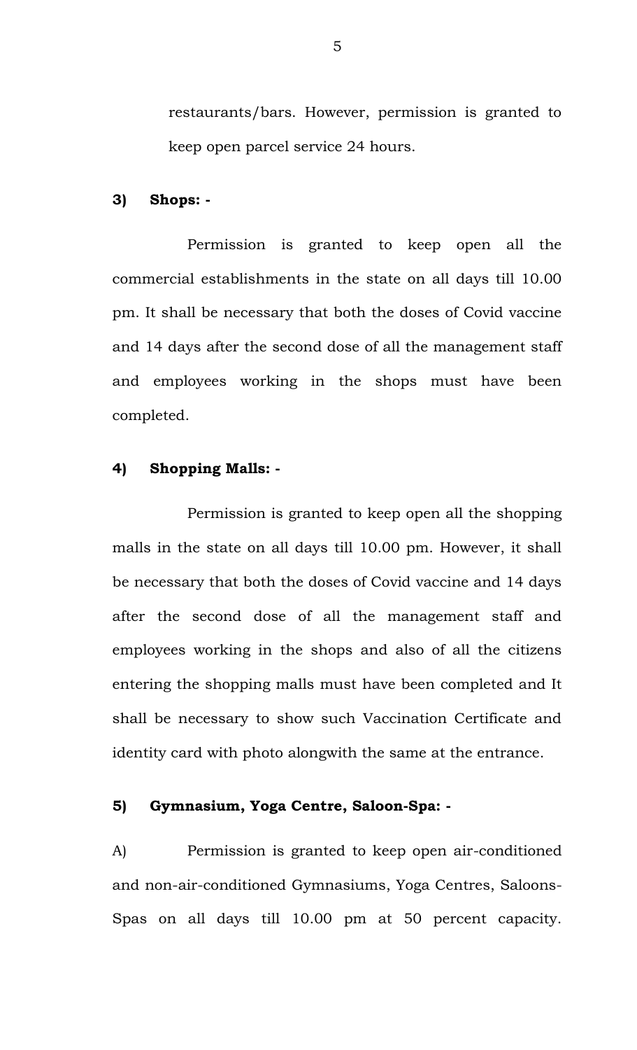restaurants/bars. However, permission is granted to keep open parcel service 24 hours.

**3) Shops: -**

Permission is granted to keep open all the commercial establishments in the state on all days till 10.00 pm. It shall be necessary that both the doses of Covid vaccine and 14 days after the second dose of all the management staff and employees working in the shops must have been completed.

**4) Shopping Malls: -**

Permission is granted to keep open all the shopping malls in the state on all days till 10.00 pm. However, it shall be necessary that both the doses of Covid vaccine and 14 days after the second dose of all the management staff and employees working in the shops and also of all the citizens entering the shopping malls must have been completed and It shall be necessary to show such Vaccination Certificate and identity card with photo alongwith the same at the entrance.

**5) Gymnasium, Yoga Centre, Saloon-Spa: -**

A) Permission is granted to keep open air-conditioned and non-air-conditioned Gymnasiums, Yoga Centres, Saloons-Spas on all days till 10.00 pm at 50 percent capacity.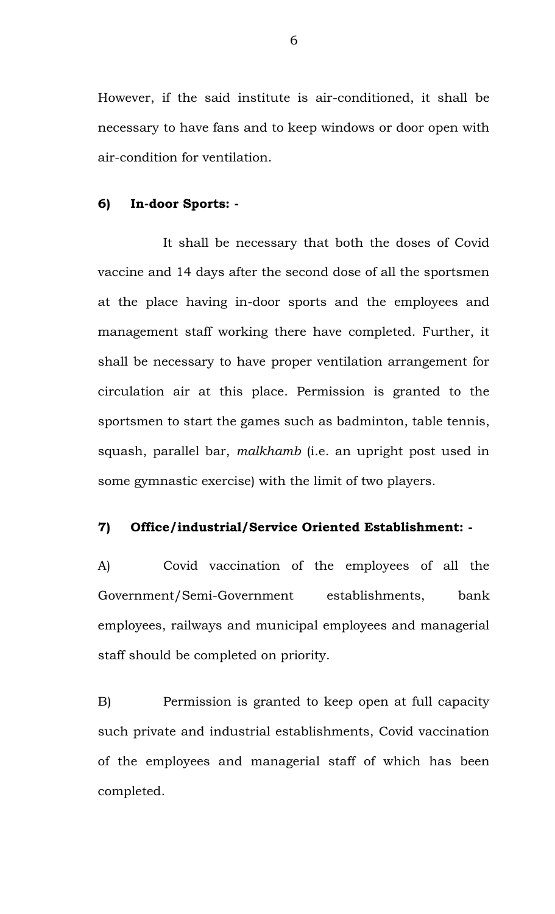However, if the said institute is air-conditioned, it shall be necessary to have fans and to keep windows or door open with air-condition for ventilation.

**6) In-door Sports: -**

It shall be necessary that both the doses of Covid vaccine and 14 days after the second dose of all the sportsmen at the place having in-door sports and the employees and management staff working there have completed. Further, it shall be necessary to have proper ventilation arrangement for circulation air at this place. Permission is granted to the sportsmen to start the games such as badminton, table tennis, squash, parallel bar, *malkhamb* (i.e. an upright post used in some gymnastic exercise) with the limit of two players.

**7) Office/industrial/Service Oriented Establishment: -**

A) Covid vaccination of the employees of all the Government/Semi-Government establishments, bank employees, railways and municipal employees and managerial staff should be completed on priority.

B) Permission is granted to keep open at full capacity such private and industrial establishments, Covid vaccination of the employees and managerial staff of which has been completed.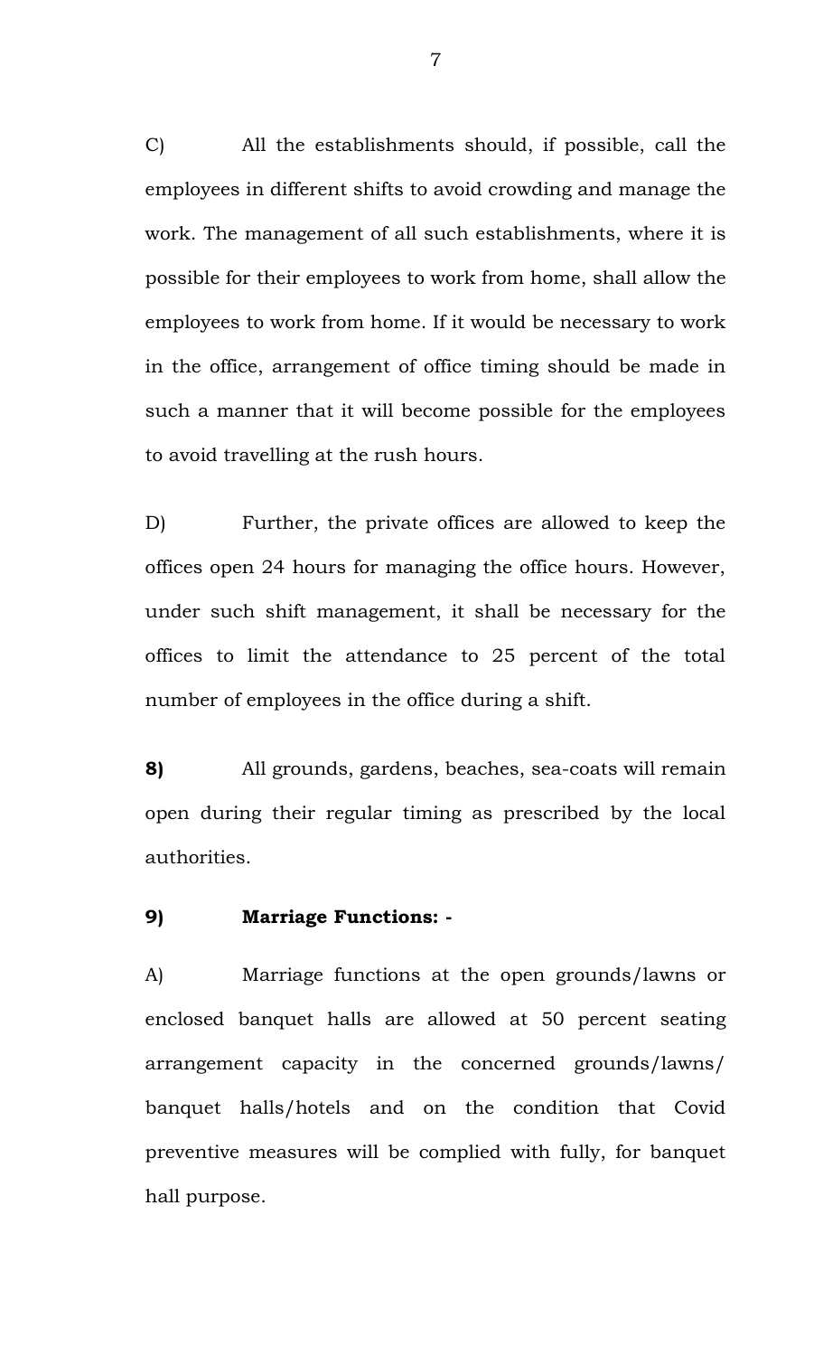C) All the establishments should, if possible, call the employees in different shifts to avoid crowding and manage the work. The management of all such establishments, where it is possible for their employees to work from home, shall allow the employees to work from home. If it would be necessary to work in the office, arrangement of office timing should be made in such a manner that it will become possible for the employees to avoid travelling at the rush hours.

D) Further, the private offices are allowed to keep the offices open 24 hours for managing the office hours. However, under such shift management, it shall be necessary for the offices to limit the attendance to 25 percent of the total number of employees in the office during a shift.

**8)** All grounds, gardens, beaches, sea-coats will remain open during their regular timing as prescribed by the local authorities.

**9) Marriage Functions: -**

A) Marriage functions at the open grounds/lawns or enclosed banquet halls are allowed at 50 percent seating arrangement capacity in the concerned grounds/lawns/ banquet halls/hotels and on the condition that Covid preventive measures will be complied with fully, for banquet hall purpose.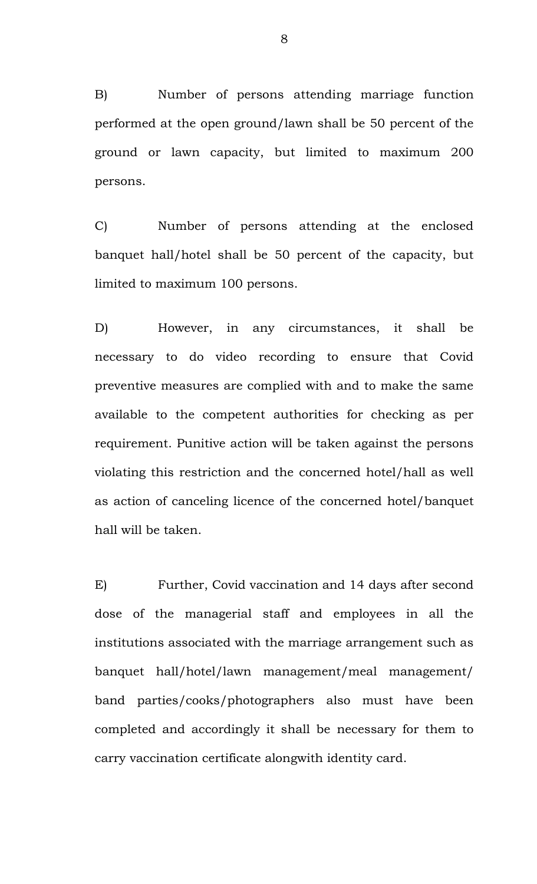B) Number of persons attending marriage function performed at the open ground/lawn shall be 50 percent of the ground or lawn capacity, but limited to maximum 200 persons.

C) Number of persons attending at the enclosed banquet hall/hotel shall be 50 percent of the capacity, but limited to maximum 100 persons.

D) However, in any circumstances, it shall be necessary to do video recording to ensure that Covid preventive measures are complied with and to make the same available to the competent authorities for checking as per requirement. Punitive action will be taken against the persons violating this restriction and the concerned hotel/hall as well as action of canceling licence of the concerned hotel/banquet hall will be taken.

E) Further, Covid vaccination and 14 days after second dose of the managerial staff and employees in all the institutions associated with the marriage arrangement such as banquet hall/hotel/lawn management/meal management/ band parties/cooks/photographers also must have been completed and accordingly it shall be necessary for them to carry vaccination certificate alongwith identity card.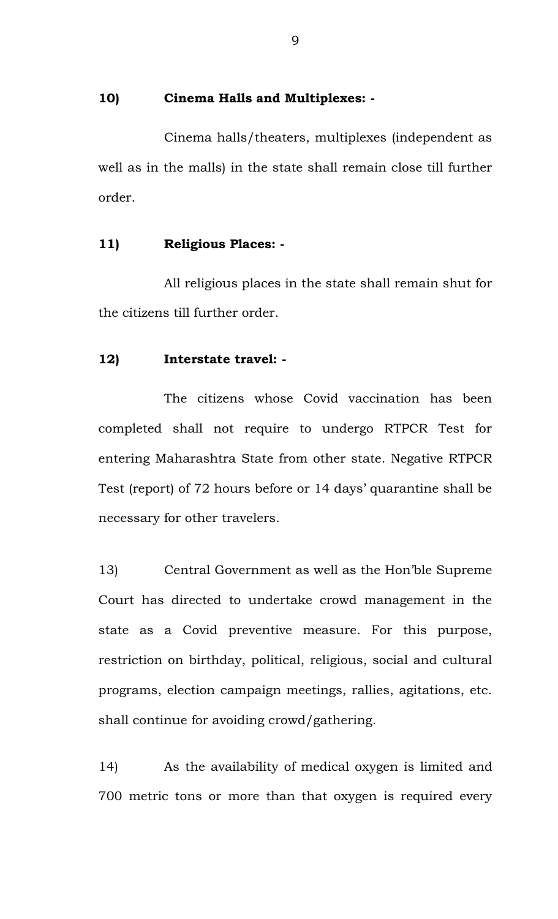**10) Cinema Halls and Multiplexes: -**

Cinema halls/theaters, multiplexes (independent as well as in the malls) in the state shall remain close till further order.

**11) Religious Places: -**

All religious places in the state shall remain shut for the citizens till further order.

**12) Interstate travel: -**

The citizens whose Covid vaccination has been completed shall not require to undergo RTPCR Test for entering Maharashtra State from other state. Negative RTPCR Test (report) of 72 hours before or 14 days' quarantine shall be necessary for other travelers.

13) Central Government as well as the Hon'ble Supreme Court has directed to undertake crowd management in the state as a Covid preventive measure. For this purpose, restriction on birthday, political, religious, social and cultural programs, election campaign meetings, rallies, agitations, etc. shall continue for avoiding crowd/gathering.

14) As the availability of medical oxygen is limited and 700 metric tons or more than that oxygen is required every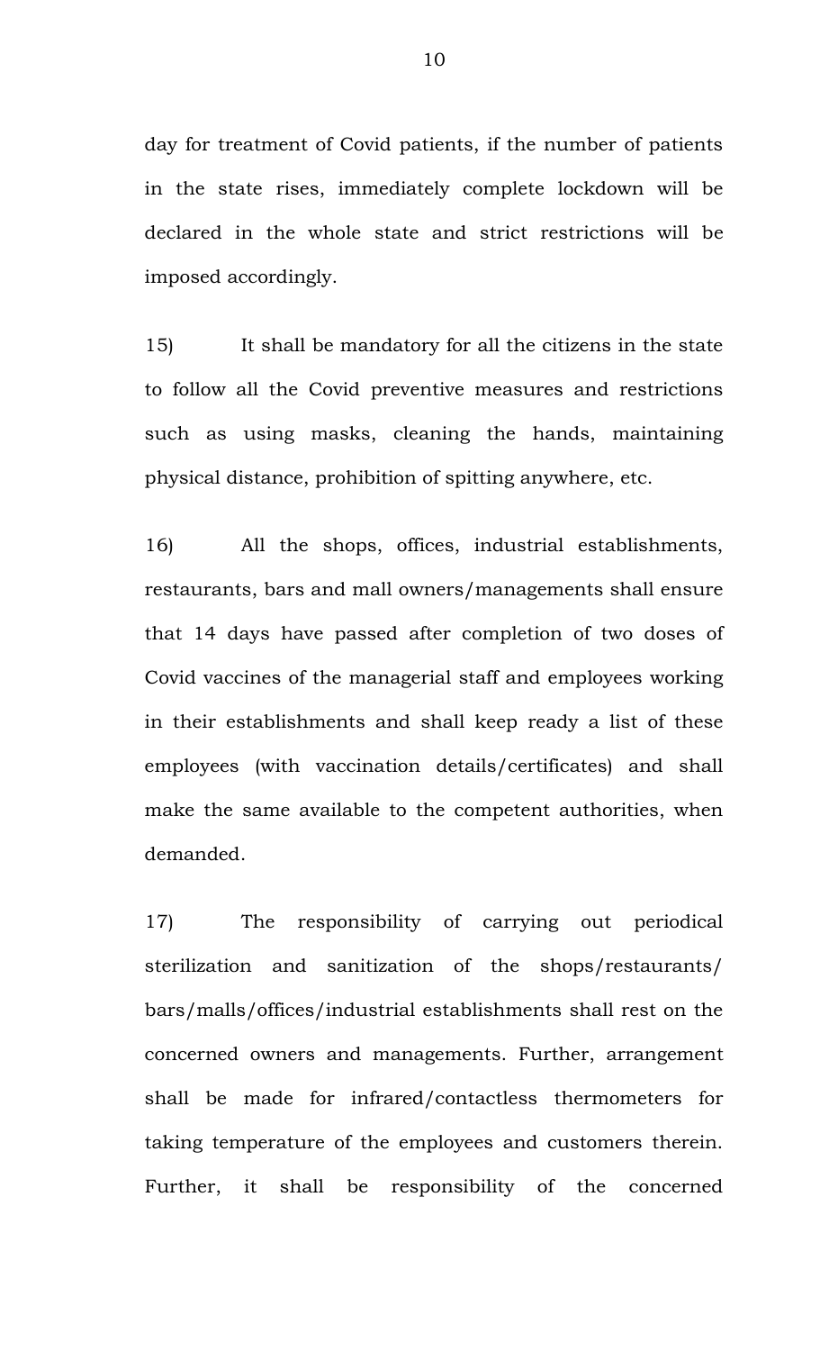day for treatment of Covid patients, if the number of patients in the state rises, immediately complete lockdown will be declared in the whole state and strict restrictions will be imposed accordingly.

15) It shall be mandatory for all the citizens in the state to follow all the Covid preventive measures and restrictions such as using masks, cleaning the hands, maintaining physical distance, prohibition of spitting anywhere, etc.

16) All the shops, offices, industrial establishments, restaurants, bars and mall owners/managements shall ensure that 14 days have passed after completion of two doses of Covid vaccines of the managerial staff and employees working in their establishments and shall keep ready a list of these employees (with vaccination details/certificates) and shall make the same available to the competent authorities, when demanded.

17) The responsibility of carrying out periodical sterilization and sanitization of the shops/restaurants/ bars/malls/offices/industrial establishments shall rest on the concerned owners and managements. Further, arrangement shall be made for infrared/contactless thermometers for taking temperature of the employees and customers therein. Further, it shall be responsibility of the concerned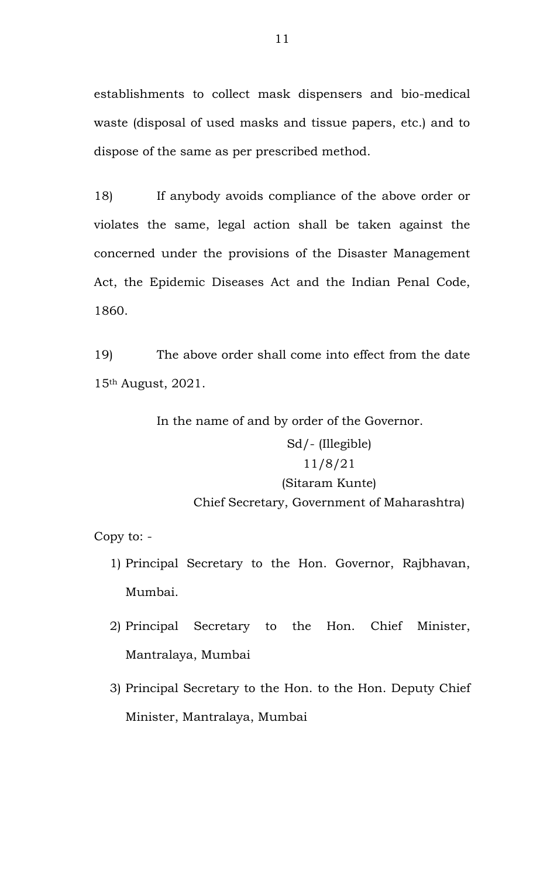establishments to collect mask dispensers and bio-medical waste (disposal of used masks and tissue papers, etc.) and to dispose of the same as per prescribed method.

18) If anybody avoids compliance of the above order or violates the same, legal action shall be taken against the concerned under the provisions of the Disaster Management Act, the Epidemic Diseases Act and the Indian Penal Code, 1860.

19) The above order shall come into effect from the date 15th August, 2021.

In the name of and by order of the Governor.

Sd/- (Illegible)
11/8/21
(Sitaram Kunte)
Chief Secretary, Government of Maharashtra)

Copy to: -

1) Principal Secretary to the Hon. Governor, Rajbhavan, Mumbai.
2) Principal Secretary to the Hon. Chief Minister, Mantralaya, Mumbai
3) Principal Secretary to the Hon. to the Hon. Deputy Chief Minister, Mantralaya, Mumbai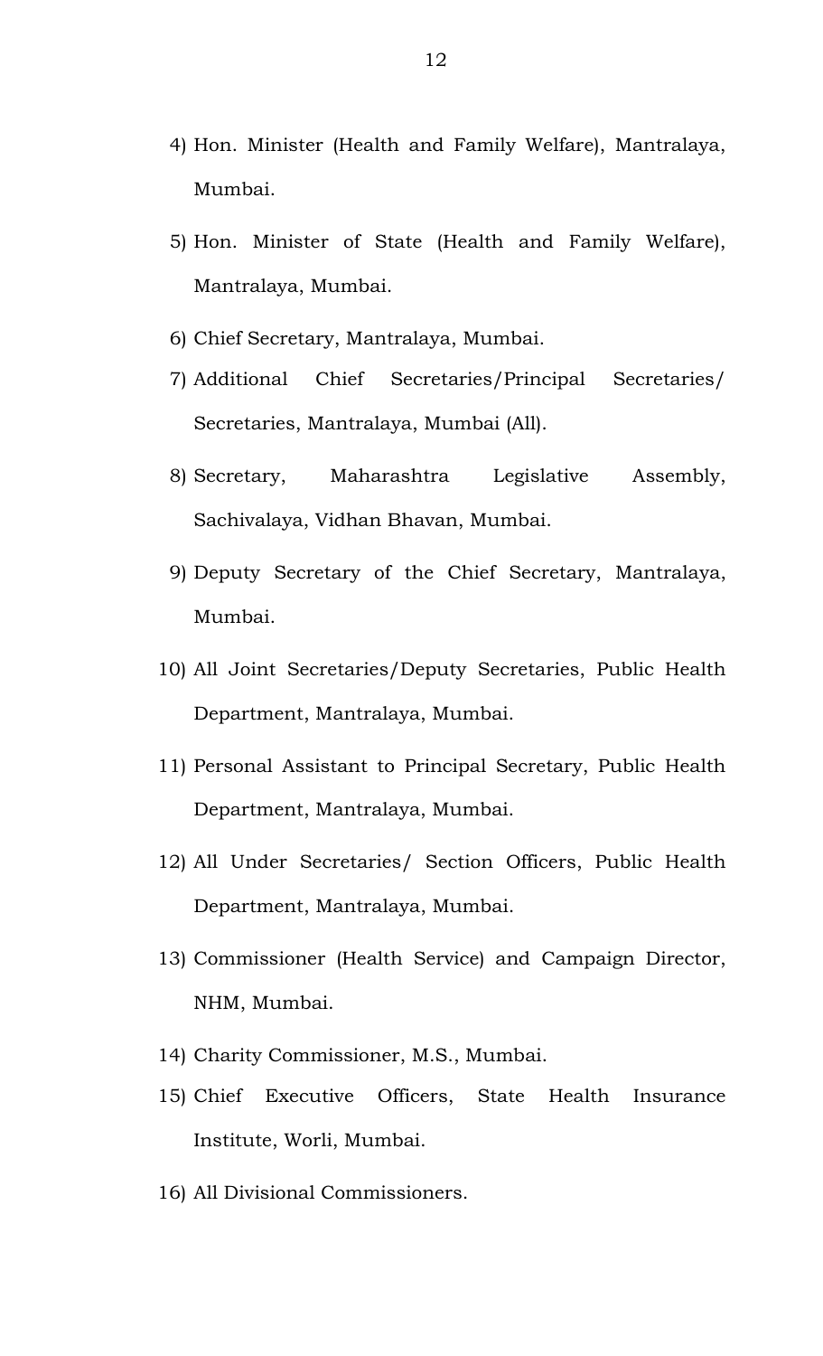4) Hon. Minister (Health and Family Welfare), Mantralaya, Mumbai.

5) Hon. Minister of State (Health and Family Welfare), Mantralaya, Mumbai.

6) Chief Secretary, Mantralaya, Mumbai.

7) Additional Chief Secretaries/Principal Secretaries/ Secretaries, Mantralaya, Mumbai (All).

8) Secretary, Maharashtra Legislative Assembly, Sachivalaya, Vidhan Bhavan, Mumbai.

9) Deputy Secretary of the Chief Secretary, Mantralaya, Mumbai.

10) All Joint Secretaries/Deputy Secretaries, Public Health Department, Mantralaya, Mumbai.

11) Personal Assistant to Principal Secretary, Public Health Department, Mantralaya, Mumbai.

12) All Under Secretaries/ Section Officers, Public Health Department, Mantralaya, Mumbai.

13) Commissioner (Health Service) and Campaign Director, NHM, Mumbai.

14) Charity Commissioner, M.S., Mumbai.

15) Chief Executive Officers, State Health Insurance Institute, Worli, Mumbai.

16) All Divisional Commissioners.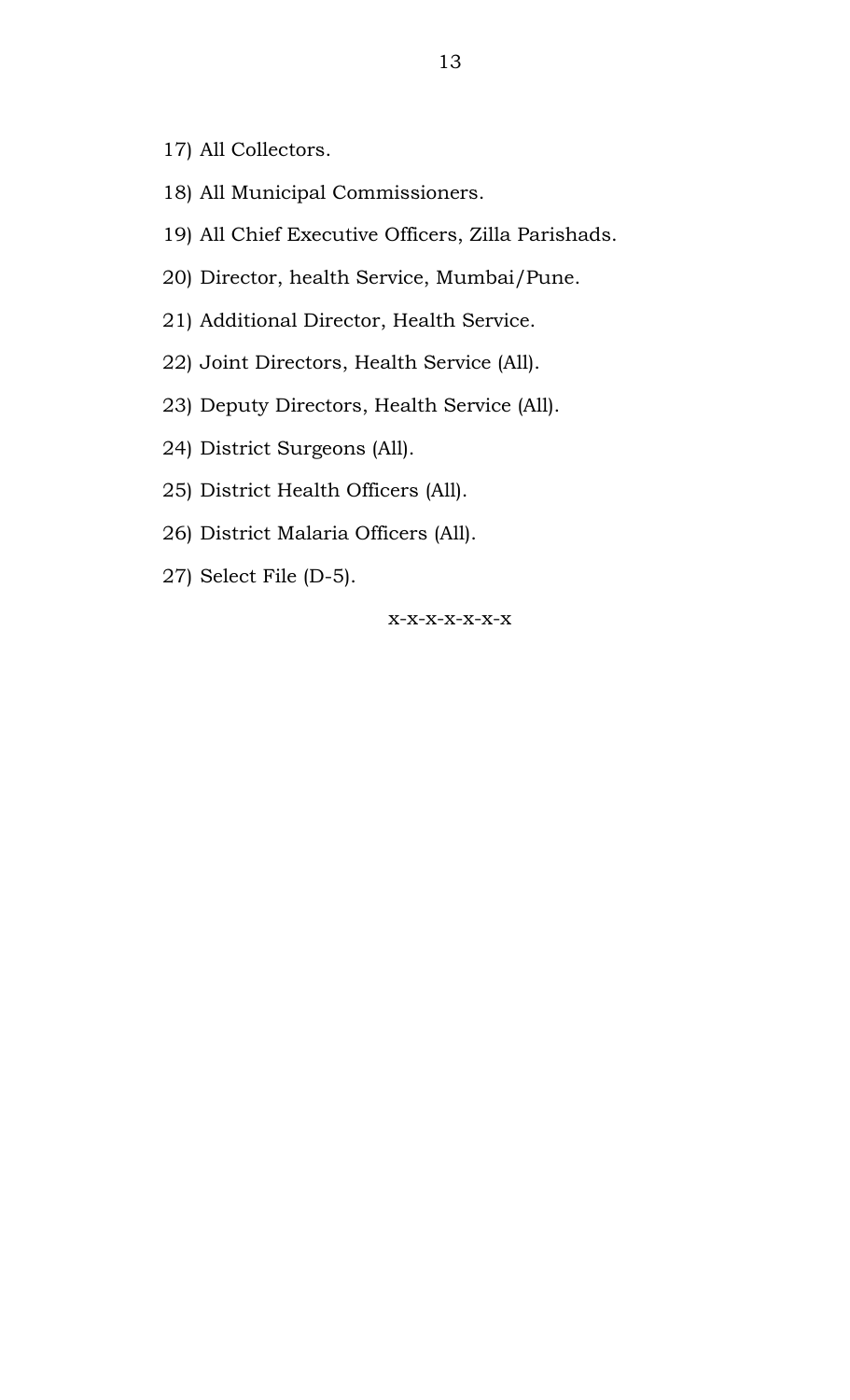17) All Collectors.

18) All Municipal Commissioners.

19) All Chief Executive Officers, Zilla Parishads.

20) Director, health Service, Mumbai/Pune.

21) Additional Director, Health Service.

22) Joint Directors, Health Service (All).

23) Deputy Directors, Health Service (All).

24) District Surgeons (All).

25) District Health Officers (All).

26) District Malaria Officers (All).

27) Select File (D-5).

x-x-x-x-x-x-x